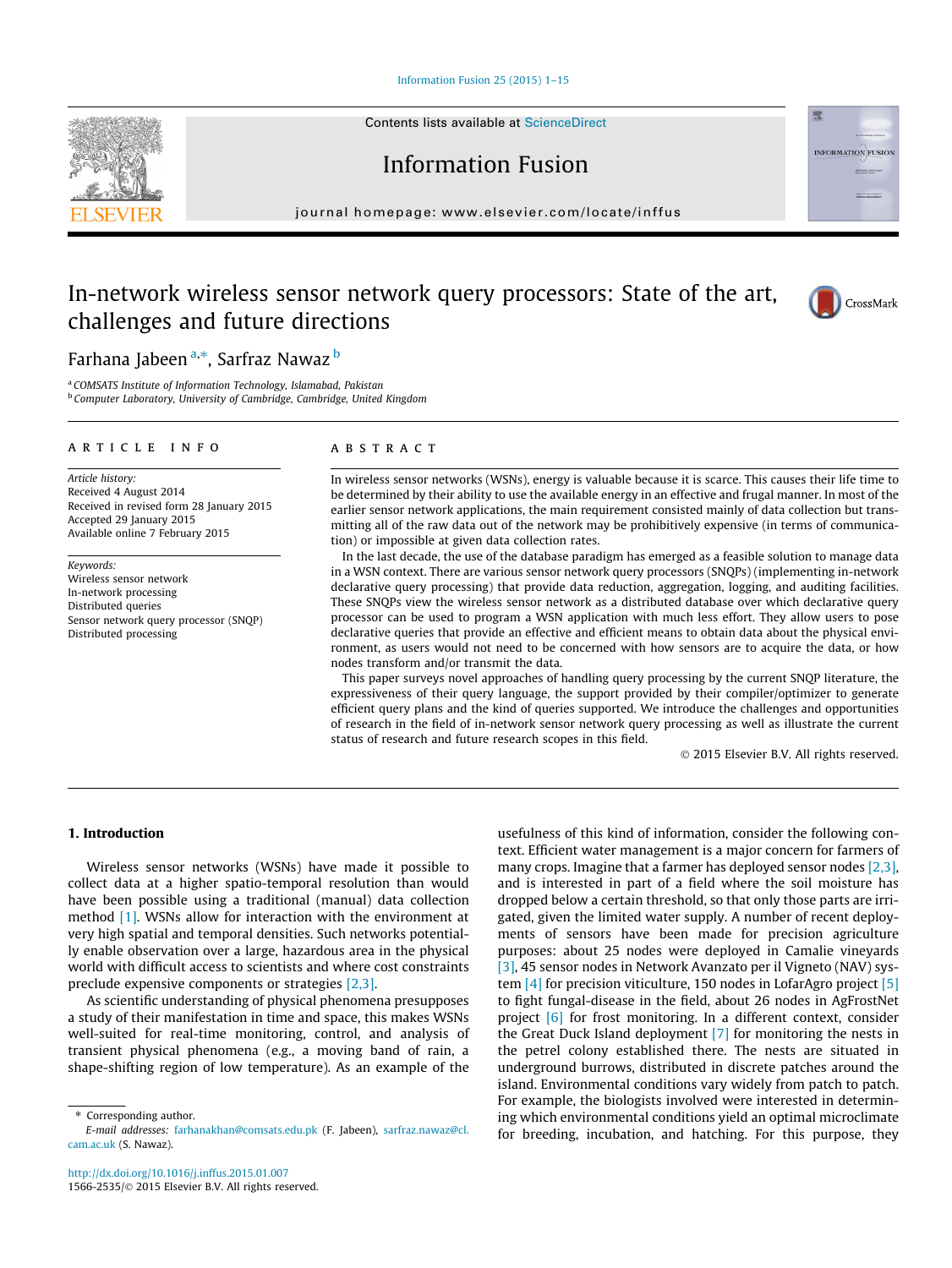# In-network wireless sensor network query processors: State of the art, challenges and future directions

Farhana Jabeen [a,*], Sarfraz Nawaz [b]

[a] COMSATS Institute of Information Technology, Islamabad, Pakistan
[b] Computer Laboratory, University of Cambridge, Cambridge, United Kingdom

## ARTICLE INFO

*Article history:*
Received 4 August 2014
Received in revised form 28 January 2015
Accepted 29 January 2015
Available online 7 February 2015

*Keywords:*
Wireless sensor network
In-network processing
Distributed queries
Sensor network query processor (SNQP)
Distributed processing

## ABSTRACT

In wireless sensor networks (WSNs), energy is valuable because it is scarce. This causes their life time to be determined by their ability to use the available energy in an effective and frugal manner. In most of the earlier sensor network applications, the main requirement consisted mainly of data collection but transmitting all of the raw data out of the network may be prohibitively expensive (in terms of communication) or impossible at given data collection rates.

In the last decade, the use of the database paradigm has emerged as a feasible solution to manage data in a WSN context. There are various sensor network query processors (SNQPs) (implementing in-network declarative query processing) that provide data reduction, aggregation, logging, and auditing facilities. These SNQPs view the wireless sensor network as a distributed database over which declarative query processor can be used to program a WSN application with much less effort. They allow users to pose declarative queries that provide an effective and efficient means to obtain data about the physical environment, as users would not need to be concerned with how sensors are to acquire the data, or how nodes transform and/or transmit the data.

This paper surveys novel approaches of handling query processing by the current SNQP literature, the expressiveness of their query language, the support provided by their compiler/optimizer to generate efficient query plans and the kind of queries supported. We introduce the challenges and opportunities of research in the field of in-network sensor network query processing as well as illustrate the current status of research and future research scopes in this field.

© 2015 Elsevier B.V. All rights reserved.

## 1. Introduction

Wireless sensor networks (WSNs) have made it possible to collect data at a higher spatio-temporal resolution than would have been possible using a traditional (manual) data collection method [1]. WSNs allow for interaction with the environment at very high spatial and temporal densities. Such networks potentially enable observation over a large, hazardous area in the physical world with difficult access to scientists and where cost constraints preclude expensive components or strategies [2,3].

As scientific understanding of physical phenomena presupposes a study of their manifestation in time and space, this makes WSNs well-suited for real-time monitoring, control, and analysis of transient physical phenomena (e.g., a moving band of rain, a shape-shifting region of low temperature). As an example of the usefulness of this kind of information, consider the following context. Efficient water management is a major concern for farmers of many crops. Imagine that a farmer has deployed sensor nodes [2,3], and is interested in part of a field where the soil moisture has dropped below a certain threshold, so that only those parts are irrigated, given the limited water supply. A number of recent deployments of sensors have been made for precision agriculture purposes: about 25 nodes were deployed in Camalie vineyards [3], 45 sensor nodes in Network Avanzato per il Vigneto (NAV) system [4] for precision viticulture, 150 nodes in LofarAgro project [5] to fight fungal-disease in the field, about 26 nodes in AgFrostNet project [6] for frost monitoring. In a different context, consider the Great Duck Island deployment [7] for monitoring the nests in the petrel colony established there. The nests are situated in underground burrows, distributed in discrete patches around the island. Environmental conditions vary widely from patch to patch. For example, the biologists involved were interested in determining which environmental conditions yield an optimal microclimate for breeding, incubation, and hatching. For this purpose, they

\* Corresponding author.
*E-mail addresses:* farhanakhan@comsats.edu.pk (F. Jabeen), sarfraz.nawaz@cl.cam.ac.uk (S. Nawaz).

http://dx.doi.org/10.1016/j.inffus.2015.01.007
1566-2535/© 2015 Elsevier B.V. All rights reserved.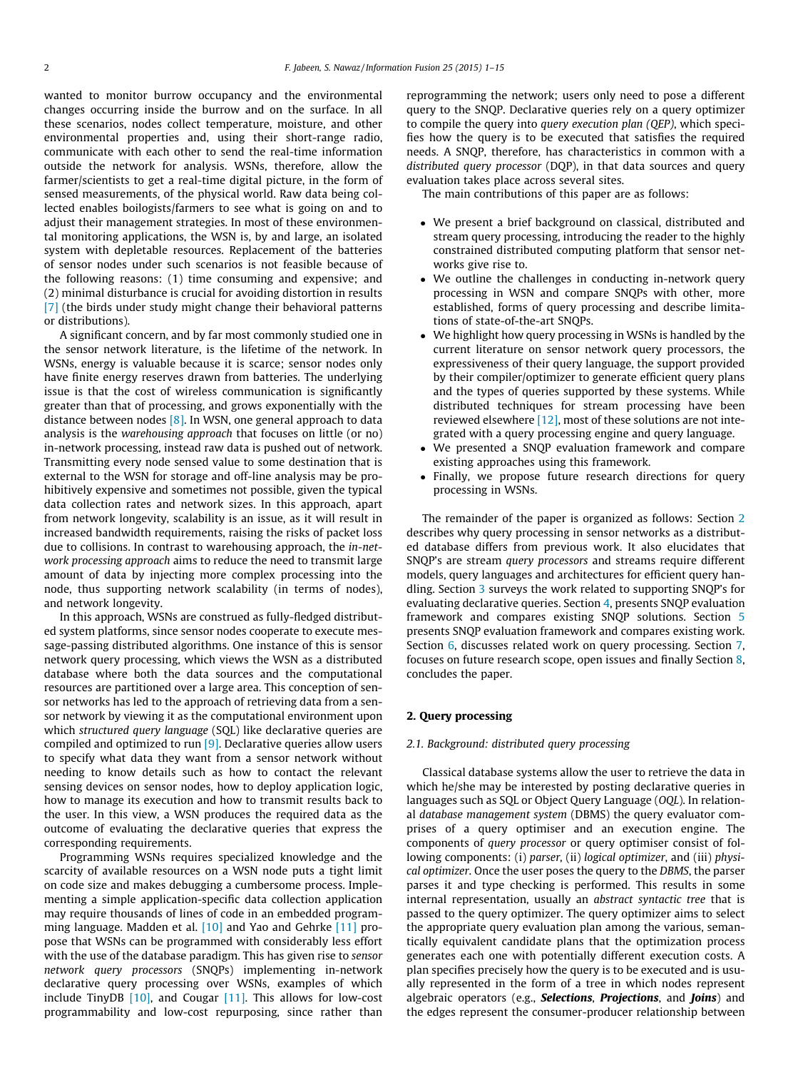wanted to monitor burrow occupancy and the environmental changes occurring inside the burrow and on the surface. In all these scenarios, nodes collect temperature, moisture, and other environmental properties and, using their short-range radio, communicate with each other to send the real-time information outside the network for analysis. WSNs, therefore, allow the farmer/scientists to get a real-time digital picture, in the form of sensed measurements, of the physical world. Raw data being collected enables boilogists/farmers to see what is going on and to adjust their management strategies. In most of these environmental monitoring applications, the WSN is, by and large, an isolated system with depletable resources. Replacement of the batteries of sensor nodes under such scenarios is not feasible because of the following reasons: (1) time consuming and expensive; and (2) minimal disturbance is crucial for avoiding distortion in results [7] (the birds under study might change their behavioral patterns or distributions).

A significant concern, and by far most commonly studied one in the sensor network literature, is the lifetime of the network. In WSNs, energy is valuable because it is scarce; sensor nodes only have finite energy reserves drawn from batteries. The underlying issue is that the cost of wireless communication is significantly greater than that of processing, and grows exponentially with the distance between nodes [8]. In WSN, one general approach to data analysis is the *warehousing approach* that focuses on little (or no) in-network processing, instead raw data is pushed out of network. Transmitting every node sensed value to some destination that is external to the WSN for storage and off-line analysis may be prohibitively expensive and sometimes not possible, given the typical data collection rates and network sizes. In this approach, apart from network longevity, scalability is an issue, as it will result in increased bandwidth requirements, raising the risks of packet loss due to collisions. In contrast to warehousing approach, the *in-network processing approach* aims to reduce the need to transmit large amount of data by injecting more complex processing into the node, thus supporting network scalability (in terms of nodes), and network longevity.

In this approach, WSNs are construed as fully-fledged distributed system platforms, since sensor nodes cooperate to execute message-passing distributed algorithms. One instance of this is sensor network query processing, which views the WSN as a distributed database where both the data sources and the computational resources are partitioned over a large area. This conception of sensor networks has led to the approach of retrieving data from a sensor network by viewing it as the computational environment upon which *structured query language* (SQL) like declarative queries are compiled and optimized to run [9]. Declarative queries allow users to specify what data they want from a sensor network without needing to know details such as how to contact the relevant sensing devices on sensor nodes, how to deploy application logic, how to manage its execution and how to transmit results back to the user. In this view, a WSN produces the required data as the outcome of evaluating the declarative queries that express the corresponding requirements.

Programming WSNs requires specialized knowledge and the scarcity of available resources on a WSN node puts a tight limit on code size and makes debugging a cumbersome process. Implementing a simple application-specific data collection application may require thousands of lines of code in an embedded programming language. Madden et al. [10] and Yao and Gehrke [11] propose that WSNs can be programmed with considerably less effort with the use of the database paradigm. This has given rise to *sensor network query processors* (SNQPs) implementing in-network declarative query processing over WSNs, examples of which include TinyDB [10], and Cougar [11]. This allows for low-cost programmability and low-cost repurposing, since rather than reprogramming the network; users only need to pose a different query to the SNQP. Declarative queries rely on a query optimizer to compile the query into *query execution plan (QEP)*, which specifies how the query is to be executed that satisfies the required needs. A SNQP, therefore, has characteristics in common with a *distributed query processor* (DQP), in that data sources and query evaluation takes place across several sites.

The main contributions of this paper are as follows:

- We present a brief background on classical, distributed and stream query processing, introducing the reader to the highly constrained distributed computing platform that sensor networks give rise to.
- We outline the challenges in conducting in-network query processing in WSN and compare SNQPs with other, more established, forms of query processing and describe limitations of state-of-the-art SNQPs.
- We highlight how query processing in WSNs is handled by the current literature on sensor network query processors, the expressiveness of their query language, the support provided by their compiler/optimizer to generate efficient query plans and the types of queries supported by these systems. While distributed techniques for stream processing have been reviewed elsewhere [12], most of these solutions are not integrated with a query processing engine and query language.
- We presented a SNQP evaluation framework and compare existing approaches using this framework.
- Finally, we propose future research directions for query processing in WSNs.

The remainder of the paper is organized as follows: Section 2 describes why query processing in sensor networks as a distributed database differs from previous work. It also elucidates that SNQP's are stream *query processors* and streams require different models, query languages and architectures for efficient query handling. Section 3 surveys the work related to supporting SNQP's for evaluating declarative queries. Section 4, presents SNQP evaluation framework and compares existing SNQP solutions. Section 5 presents SNQP evaluation framework and compares existing work. Section 6, discusses related work on query processing. Section 7, focuses on future research scope, open issues and finally Section 8, concludes the paper.

## 2. Query processing

### 2.1. Background: distributed query processing

Classical database systems allow the user to retrieve the data in which he/she may be interested by posting declarative queries in languages such as SQL or Object Query Language (*OQL*). In relational *database management system* (DBMS) the query evaluator comprises of a query optimiser and an execution engine. The components of *query processor* or query optimiser consist of following components: (i) *parser*, (ii) *logical optimizer*, and (iii) *physical optimizer*. Once the user poses the query to the *DBMS*, the parser parses it and type checking is performed. This results in some internal representation, usually an *abstract syntactic tree* that is passed to the query optimizer. The query optimizer aims to select the appropriate query evaluation plan among the various, semantically equivalent candidate plans that the optimization process generates each one with potentially different execution costs. A plan specifies precisely how the query is to be executed and is usually represented in the form of a tree in which nodes represent algebraic operators (e.g., ***Selections***, ***Projections***, and ***Joins***) and the edges represent the consumer-producer relationship between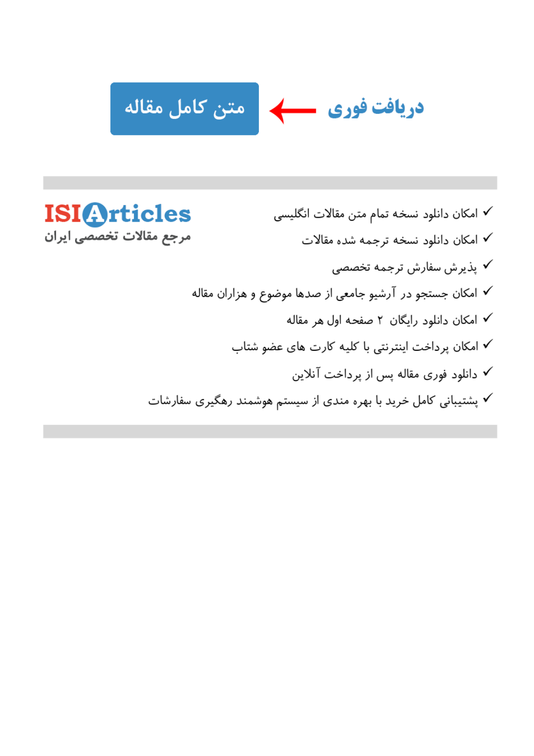دریافت فوری ← متن کامل مقاله

**ISIArticles**
مرجع مقالات تخصصی ایران

- ✓ امکان دانلود نسخه تمام متن مقالات انگلیسی
- ✓ امکان دانلود نسخه ترجمه شده مقالات
- ✓ پذیرش سفارش ترجمه تخصصی
- ✓ امکان جستجو در آرشیو جامعی از صدها موضوع و هزاران مقاله
- ✓ امکان دانلود رایگان ۲ صفحه اول هر مقاله
- ✓ امکان پرداخت اینترنتی با کلیه کارت های عضو شتاب
- ✓ دانلود فوری مقاله پس از پرداخت آنلاین
- ✓ پشتیبانی کامل خرید با بهره مندی از سیستم هوشمند رهگیری سفارشات